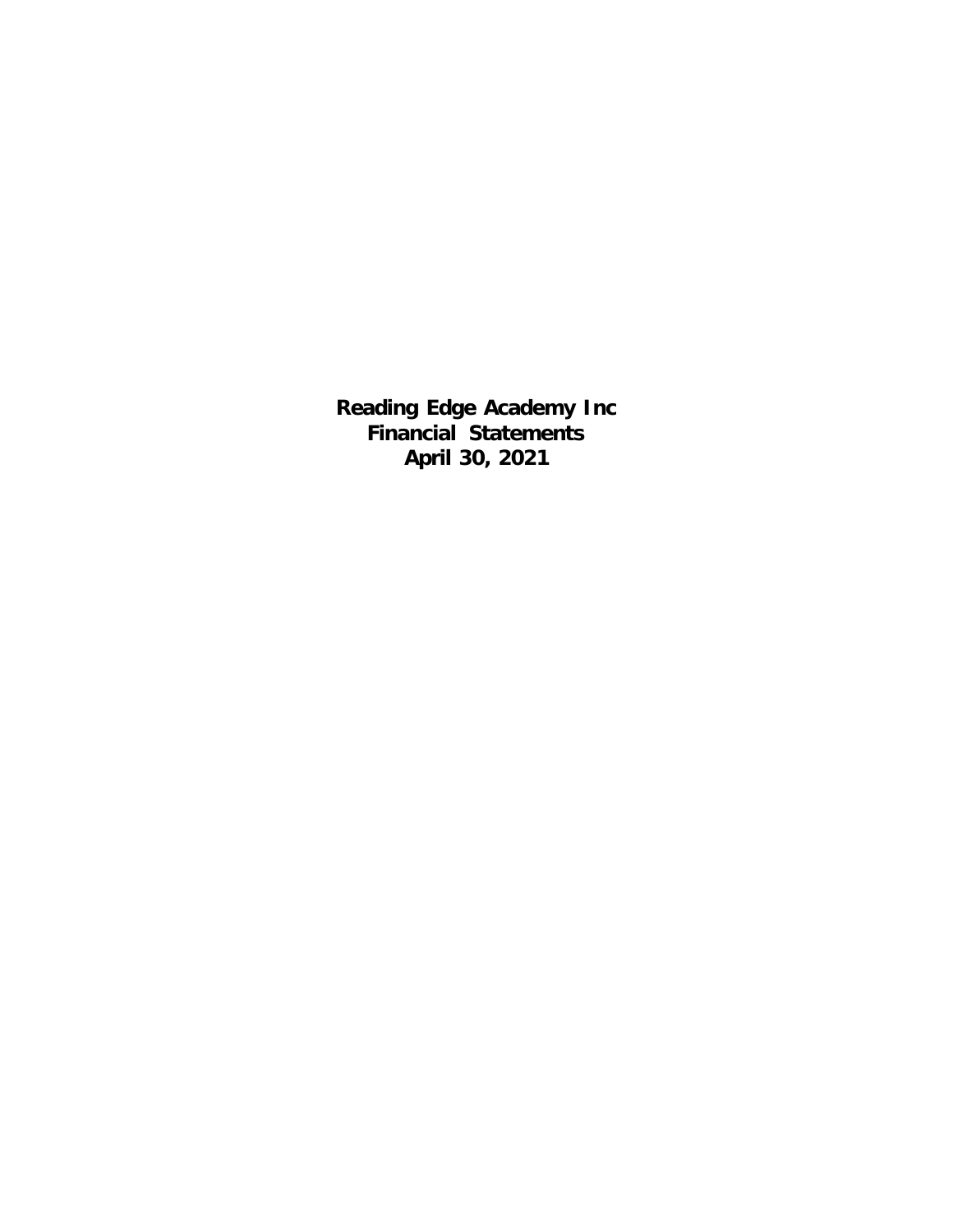# Reading Edge Academy Inc
# Financial Statements
# April 30, 2021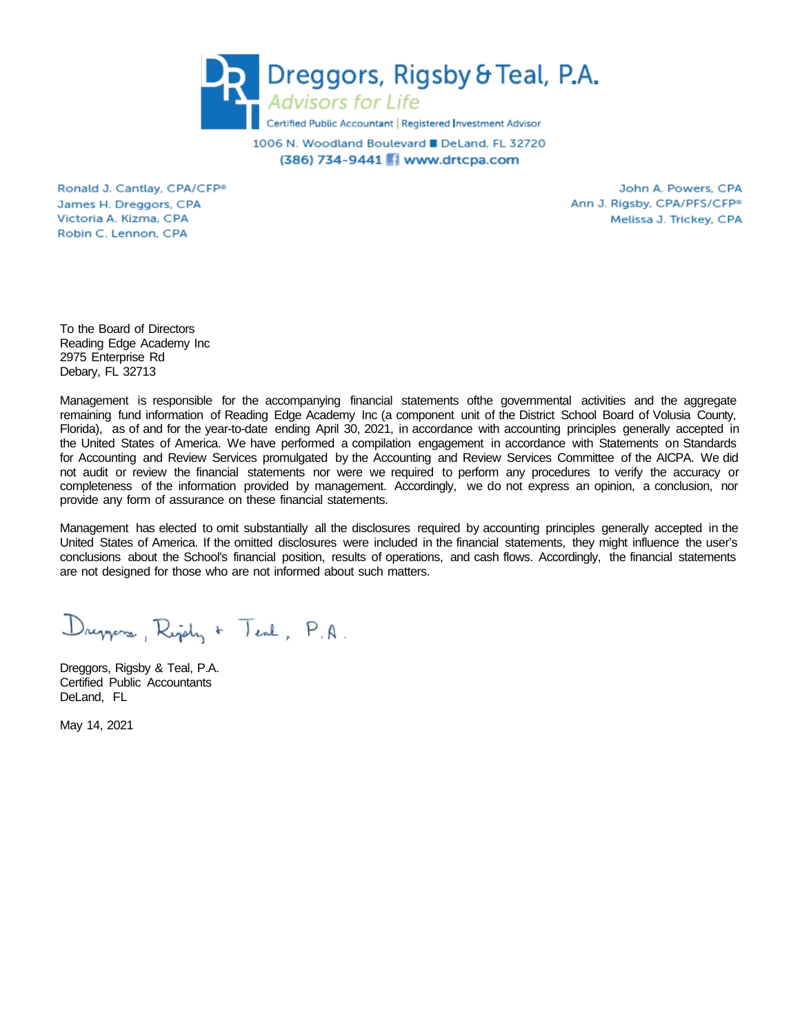# Dreggors, Rigsby & Teal, P.A.

*Advisors for Life*

Certified Public Accountant | Registered Investment Advisor

1006 N. Woodland Boulevard ■ DeLand, FL 32720

(386) 734-9441 www.drtcpa.com

Ronald J. Cantlay, CPA/CFP®
James H. Dreggors, CPA
Victoria A. Kizma, CPA
Robin C. Lennon, CPA

John A. Powers, CPA
Ann J. Rigsby, CPA/PFS/CFP®
Melissa J. Trickey, CPA

To the Board of Directors
Reading Edge Academy Inc
2975 Enterprise Rd
Debary, FL 32713

Management is responsible for the accompanying financial statements ofthe governmental activities and the aggregate remaining fund information of Reading Edge Academy Inc (a component unit of the District School Board of Volusia County, Florida), as of and for the year-to-date ending April 30, 2021, in accordance with accounting principles generally accepted in the United States of America. We have performed a compilation engagement in accordance with Statements on Standards for Accounting and Review Services promulgated by the Accounting and Review Services Committee of the AICPA. We did not audit or review the financial statements nor were we required to perform any procedures to verify the accuracy or completeness of the information provided by management. Accordingly, we do not express an opinion, a conclusion, nor provide any form of assurance on these financial statements.

Management has elected to omit substantially all the disclosures required by accounting principles generally accepted in the United States of America. If the omitted disclosures were included in the financial statements, they might influence the user's conclusions about the School's financial position, results of operations, and cash flows. Accordingly, the financial statements are not designed for those who are not informed about such matters.

Dreggors, Rigsby & Teal, P.A.

Dreggors, Rigsby & Teal, P.A.
Certified Public Accountants
DeLand, FL

May 14, 2021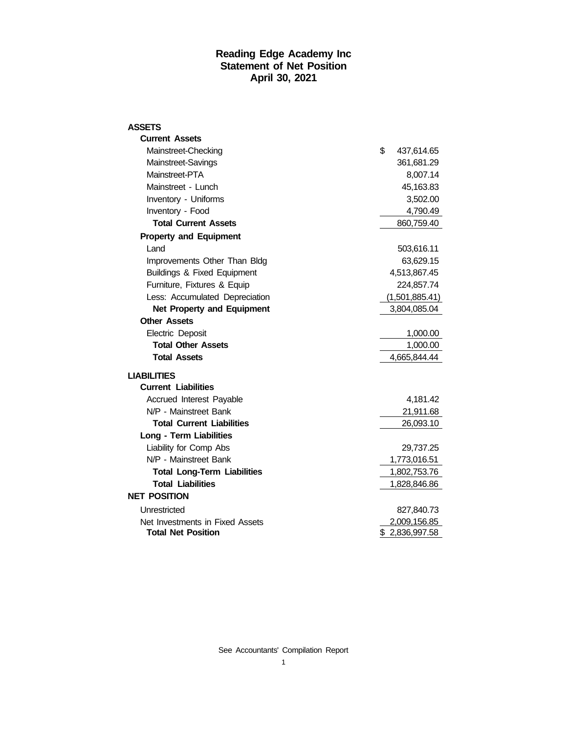# Reading Edge Academy Inc
## Statement of Net Position
### April 30, 2021

| | |
|---|---|
| **ASSETS** | |
| **Current Assets** | |
| Mainstreet-Checking | $ 437,614.65 |
| Mainstreet-Savings | 361,681.29 |
| Mainstreet-PTA | 8,007.14 |
| Mainstreet - Lunch | 45,163.83 |
| Inventory - Uniforms | 3,502.00 |
| Inventory - Food | 4,790.49 |
| **Total Current Assets** | 860,759.40 |
| **Property and Equipment** | |
| Land | 503,616.11 |
| Improvements Other Than Bldg | 63,629.15 |
| Buildings & Fixed Equipment | 4,513,867.45 |
| Furniture, Fixtures & Equip | 224,857.74 |
| Less: Accumulated Depreciation | (1,501,885.41) |
| **Net Property and Equipment** | 3,804,085.04 |
| **Other Assets** | |
| Electric Deposit | 1,000.00 |
| **Total Other Assets** | 1,000.00 |
| **Total Assets** | 4,665,844.44 |
| **LIABILITIES** | |
| **Current Liabilities** | |
| Accrued Interest Payable | 4,181.42 |
| N/P - Mainstreet Bank | 21,911.68 |
| **Total Current Liabilities** | 26,093.10 |
| **Long - Term Liabilities** | |
| Liability for Comp Abs | 29,737.25 |
| N/P - Mainstreet Bank | 1,773,016.51 |
| **Total Long-Term Liabilities** | 1,802,753.76 |
| **Total Liabilities** | 1,828,846.86 |
| **NET POSITION** | |
| Unrestricted | 827,840.73 |
| Net Investments in Fixed Assets | 2,009,156.85 |
| **Total Net Position** | $ 2,836,997.58 |

See Accountants' Compilation Report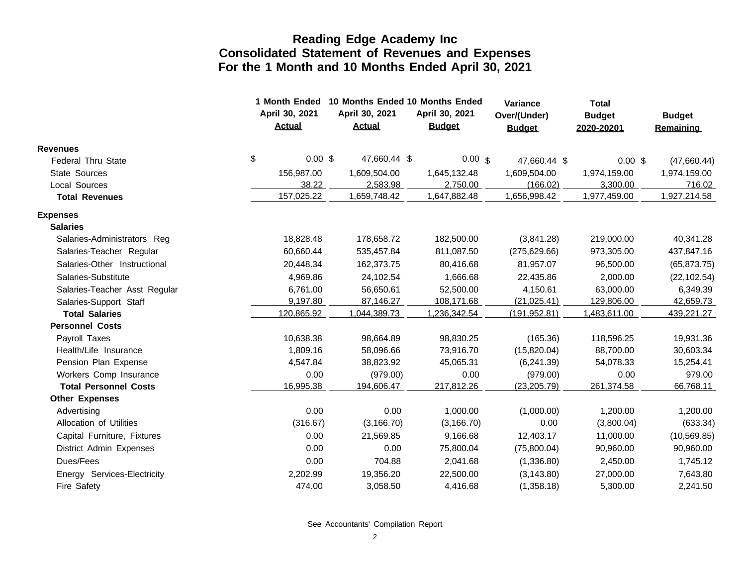# Reading Edge Academy Inc
## Consolidated Statement of Revenues and Expenses
## For the 1 Month and 10 Months Ended April 30, 2021

| | 1 Month Ended April 30, 2021 Actual | 10 Months Ended April 30, 2021 Actual | 10 Months Ended April 30, 2021 Budget | Variance Over/(Under) Budget | Total Budget 2020-20201 | Budget Remaining |
|---|---|---|---|---|---|---|
| **Revenues** | | | | | | |
| Federal Thru State | $ 0.00 | $ 47,660.44 | $ 0.00 | $ 47,660.44 | $ 0.00 | $ (47,660.44) |
| State Sources | 156,987.00 | 1,609,504.00 | 1,645,132.48 | 1,609,504.00 | 1,974,159.00 | 1,974,159.00 |
| Local Sources | 38.22 | 2,583.98 | 2,750.00 | (166.02) | 3,300.00 | 716.02 |
| **Total Revenues** | 157,025.22 | 1,659,748.42 | 1,647,882.48 | 1,656,998.42 | 1,977,459.00 | 1,927,214.58 |
| **Expenses** | | | | | | |
| **Salaries** | | | | | | |
| Salaries-Administrators Reg | 18,828.48 | 178,658.72 | 182,500.00 | (3,841.28) | 219,000.00 | 40,341.28 |
| Salaries-Teacher Regular | 60,660.44 | 535,457.84 | 811,087.50 | (275,629.66) | 973,305.00 | 437,847.16 |
| Salaries-Other Instructional | 20,448.34 | 162,373.75 | 80,416.68 | 81,957.07 | 96,500.00 | (65,873.75) |
| Salaries-Substitute | 4,969.86 | 24,102.54 | 1,666.68 | 22,435.86 | 2,000.00 | (22,102.54) |
| Salaries-Teacher Asst Regular | 6,761.00 | 56,650.61 | 52,500.00 | 4,150.61 | 63,000.00 | 6,349.39 |
| Salaries-Support Staff | 9,197.80 | 87,146.27 | 108,171.68 | (21,025.41) | 129,806.00 | 42,659.73 |
| **Total Salaries** | 120,865.92 | 1,044,389.73 | 1,236,342.54 | (191,952.81) | 1,483,611.00 | 439,221.27 |
| **Personnel Costs** | | | | | | |
| Payroll Taxes | 10,638.38 | 98,664.89 | 98,830.25 | (165.36) | 118,596.25 | 19,931.36 |
| Health/Life Insurance | 1,809.16 | 58,096.66 | 73,916.70 | (15,820.04) | 88,700.00 | 30,603.34 |
| Pension Plan Expense | 4,547.84 | 38,823.92 | 45,065.31 | (6,241.39) | 54,078.33 | 15,254.41 |
| Workers Comp Insurance | 0.00 | (979.00) | 0.00 | (979.00) | 0.00 | 979.00 |
| **Total Personnel Costs** | 16,995.38 | 194,606.47 | 217,812.26 | (23,205.79) | 261,374.58 | 66,768.11 |
| **Other Expenses** | | | | | | |
| Advertising | 0.00 | 0.00 | 1,000.00 | (1,000.00) | 1,200.00 | 1,200.00 |
| Allocation of Utilities | (316.67) | (3,166.70) | (3,166.70) | 0.00 | (3,800.04) | (633.34) |
| Capital Furniture, Fixtures | 0.00 | 21,569.85 | 9,166.68 | 12,403.17 | 11,000.00 | (10,569.85) |
| District Admin Expenses | 0.00 | 0.00 | 75,800.04 | (75,800.04) | 90,960.00 | 90,960.00 |
| Dues/Fees | 0.00 | 704.88 | 2,041.68 | (1,336.80) | 2,450.00 | 1,745.12 |
| Energy Services-Electricity | 2,202.99 | 19,356.20 | 22,500.00 | (3,143.80) | 27,000.00 | 7,643.80 |
| Fire Safety | 474.00 | 3,058.50 | 4,416.68 | (1,358.18) | 5,300.00 | 2,241.50 |

See Accountants' Compilation Report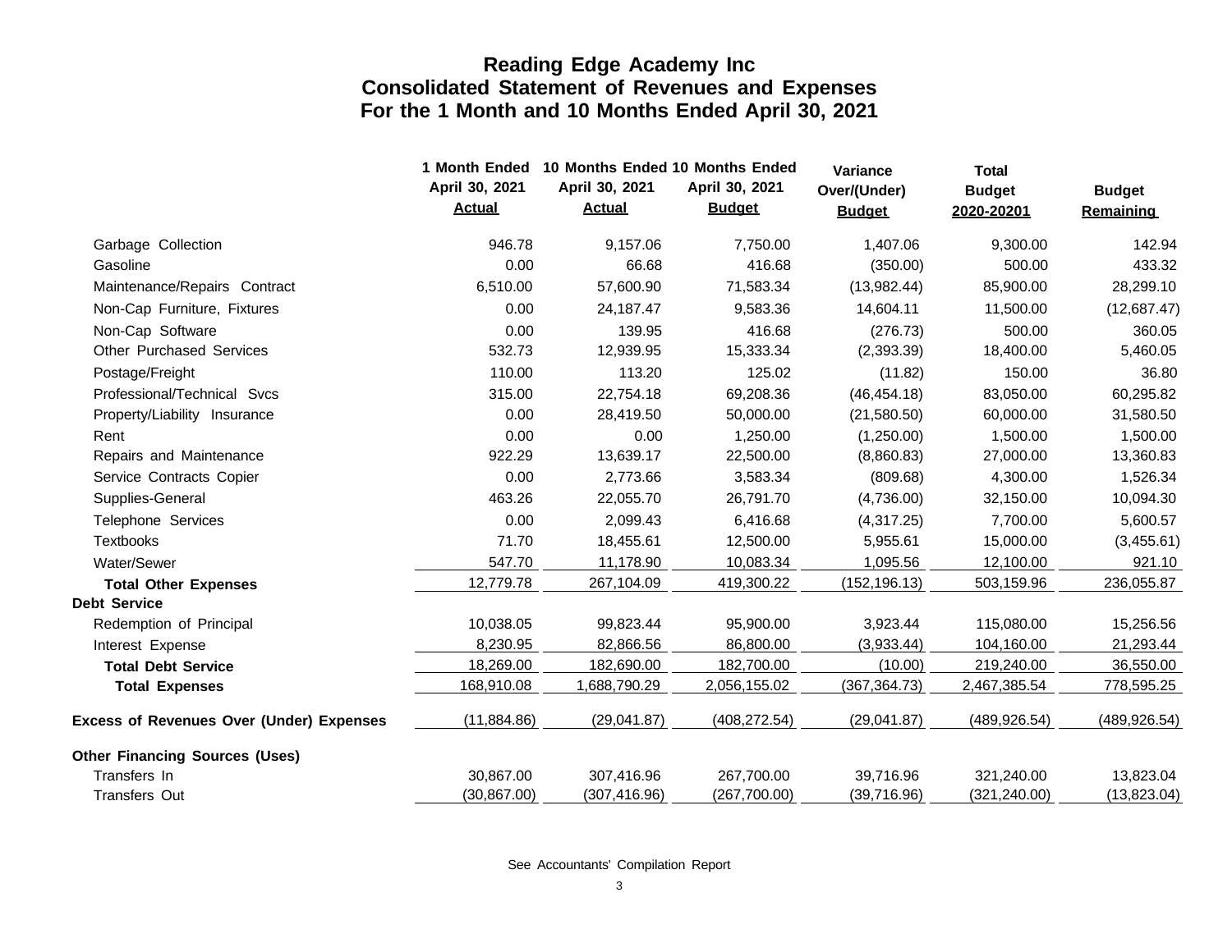# Reading Edge Academy Inc
## Consolidated Statement of Revenues and Expenses
## For the 1 Month and 10 Months Ended April 30, 2021

| | 1 Month Ended April 30, 2021 Actual | 10 Months Ended April 30, 2021 Actual | 10 Months Ended April 30, 2021 Budget | Variance Over/(Under) Budget | Total Budget 2020-20201 | Budget Remaining |
|---|---|---|---|---|---|---|
| Garbage Collection | 946.78 | 9,157.06 | 7,750.00 | 1,407.06 | 9,300.00 | 142.94 |
| Gasoline | 0.00 | 66.68 | 416.68 | (350.00) | 500.00 | 433.32 |
| Maintenance/Repairs Contract | 6,510.00 | 57,600.90 | 71,583.34 | (13,982.44) | 85,900.00 | 28,299.10 |
| Non-Cap Furniture, Fixtures | 0.00 | 24,187.47 | 9,583.36 | 14,604.11 | 11,500.00 | (12,687.47) |
| Non-Cap Software | 0.00 | 139.95 | 416.68 | (276.73) | 500.00 | 360.05 |
| Other Purchased Services | 532.73 | 12,939.95 | 15,333.34 | (2,393.39) | 18,400.00 | 5,460.05 |
| Postage/Freight | 110.00 | 113.20 | 125.02 | (11.82) | 150.00 | 36.80 |
| Professional/Technical Svcs | 315.00 | 22,754.18 | 69,208.36 | (46,454.18) | 83,050.00 | 60,295.82 |
| Property/Liability Insurance | 0.00 | 28,419.50 | 50,000.00 | (21,580.50) | 60,000.00 | 31,580.50 |
| Rent | 0.00 | 0.00 | 1,250.00 | (1,250.00) | 1,500.00 | 1,500.00 |
| Repairs and Maintenance | 922.29 | 13,639.17 | 22,500.00 | (8,860.83) | 27,000.00 | 13,360.83 |
| Service Contracts Copier | 0.00 | 2,773.66 | 3,583.34 | (809.68) | 4,300.00 | 1,526.34 |
| Supplies-General | 463.26 | 22,055.70 | 26,791.70 | (4,736.00) | 32,150.00 | 10,094.30 |
| Telephone Services | 0.00 | 2,099.43 | 6,416.68 | (4,317.25) | 7,700.00 | 5,600.57 |
| Textbooks | 71.70 | 18,455.61 | 12,500.00 | 5,955.61 | 15,000.00 | (3,455.61) |
| Water/Sewer | 547.70 | 11,178.90 | 10,083.34 | 1,095.56 | 12,100.00 | 921.10 |
| **Total Other Expenses** | 12,779.78 | 267,104.09 | 419,300.22 | (152,196.13) | 503,159.96 | 236,055.87 |
| **Debt Service** | | | | | | |
| Redemption of Principal | 10,038.05 | 99,823.44 | 95,900.00 | 3,923.44 | 115,080.00 | 15,256.56 |
| Interest Expense | 8,230.95 | 82,866.56 | 86,800.00 | (3,933.44) | 104,160.00 | 21,293.44 |
| **Total Debt Service** | 18,269.00 | 182,690.00 | 182,700.00 | (10.00) | 219,240.00 | 36,550.00 |
| **Total Expenses** | 168,910.08 | 1,688,790.29 | 2,056,155.02 | (367,364.73) | 2,467,385.54 | 778,595.25 |
| **Excess of Revenues Over (Under) Expenses** | (11,884.86) | (29,041.87) | (408,272.54) | (29,041.87) | (489,926.54) | (489,926.54) |
| **Other Financing Sources (Uses)** | | | | | | |
| Transfers In | 30,867.00 | 307,416.96 | 267,700.00 | 39,716.96 | 321,240.00 | 13,823.04 |
| Transfers Out | (30,867.00) | (307,416.96) | (267,700.00) | (39,716.96) | (321,240.00) | (13,823.04) |

See Accountants' Compilation Report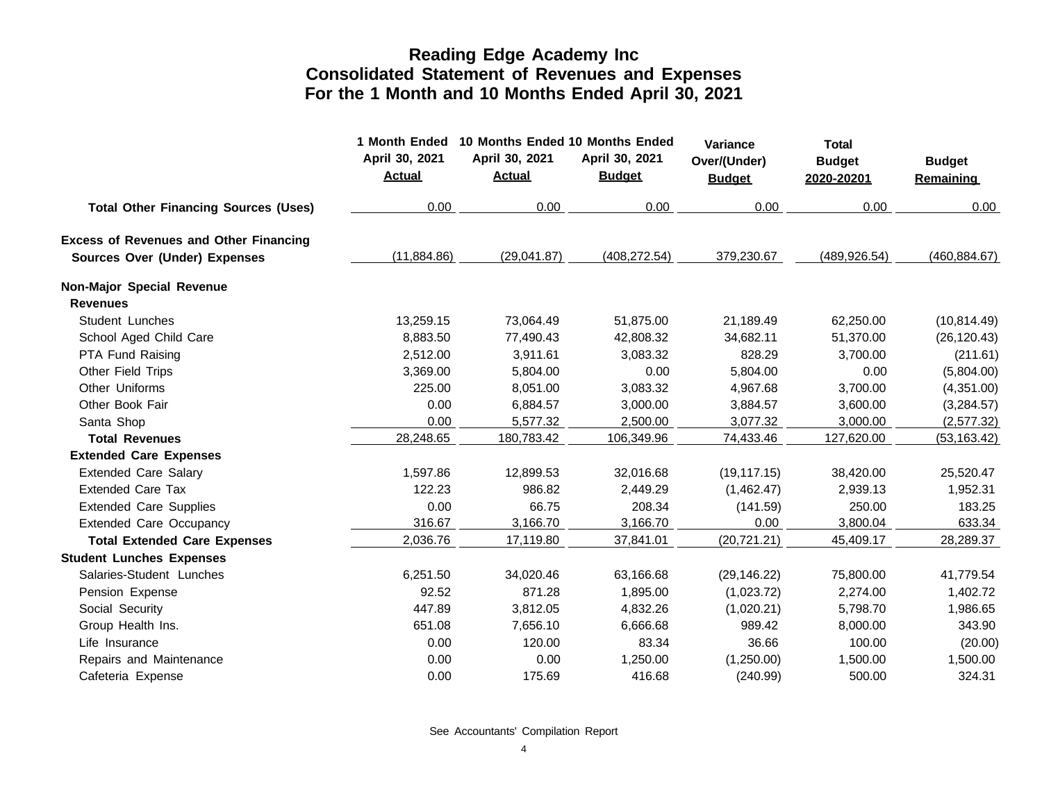# Reading Edge Academy Inc
## Consolidated Statement of Revenues and Expenses
## For the 1 Month and 10 Months Ended April 30, 2021

| | 1 Month Ended April 30, 2021 Actual | 10 Months Ended April 30, 2021 Actual | 10 Months Ended April 30, 2021 Budget | Variance Over/(Under) Budget | Total Budget 2020-20201 | Budget Remaining |
|---|---|---|---|---|---|---|
| **Total Other Financing Sources (Uses)** | 0.00 | 0.00 | 0.00 | 0.00 | 0.00 | 0.00 |
| **Excess of Revenues and Other Financing Sources Over (Under) Expenses** | (11,884.86) | (29,041.87) | (408,272.54) | 379,230.67 | (489,926.54) | (460,884.67) |
| **Non-Major Special Revenue** | | | | | | |
| **Revenues** | | | | | | |
| Student Lunches | 13,259.15 | 73,064.49 | 51,875.00 | 21,189.49 | 62,250.00 | (10,814.49) |
| School Aged Child Care | 8,883.50 | 77,490.43 | 42,808.32 | 34,682.11 | 51,370.00 | (26,120.43) |
| PTA Fund Raising | 2,512.00 | 3,911.61 | 3,083.32 | 828.29 | 3,700.00 | (211.61) |
| Other Field Trips | 3,369.00 | 5,804.00 | 0.00 | 5,804.00 | 0.00 | (5,804.00) |
| Other Uniforms | 225.00 | 8,051.00 | 3,083.32 | 4,967.68 | 3,700.00 | (4,351.00) |
| Other Book Fair | 0.00 | 6,884.57 | 3,000.00 | 3,884.57 | 3,600.00 | (3,284.57) |
| Santa Shop | 0.00 | 5,577.32 | 2,500.00 | 3,077.32 | 3,000.00 | (2,577.32) |
| **Total Revenues** | 28,248.65 | 180,783.42 | 106,349.96 | 74,433.46 | 127,620.00 | (53,163.42) |
| **Extended Care Expenses** | | | | | | |
| Extended Care Salary | 1,597.86 | 12,899.53 | 32,016.68 | (19,117.15) | 38,420.00 | 25,520.47 |
| Extended Care Tax | 122.23 | 986.82 | 2,449.29 | (1,462.47) | 2,939.13 | 1,952.31 |
| Extended Care Supplies | 0.00 | 66.75 | 208.34 | (141.59) | 250.00 | 183.25 |
| Extended Care Occupancy | 316.67 | 3,166.70 | 3,166.70 | 0.00 | 3,800.04 | 633.34 |
| **Total Extended Care Expenses** | 2,036.76 | 17,119.80 | 37,841.01 | (20,721.21) | 45,409.17 | 28,289.37 |
| **Student Lunches Expenses** | | | | | | |
| Salaries-Student Lunches | 6,251.50 | 34,020.46 | 63,166.68 | (29,146.22) | 75,800.00 | 41,779.54 |
| Pension Expense | 92.52 | 871.28 | 1,895.00 | (1,023.72) | 2,274.00 | 1,402.72 |
| Social Security | 447.89 | 3,812.05 | 4,832.26 | (1,020.21) | 5,798.70 | 1,986.65 |
| Group Health Ins. | 651.08 | 7,656.10 | 6,666.68 | 989.42 | 8,000.00 | 343.90 |
| Life Insurance | 0.00 | 120.00 | 83.34 | 36.66 | 100.00 | (20.00) |
| Repairs and Maintenance | 0.00 | 0.00 | 1,250.00 | (1,250.00) | 1,500.00 | 1,500.00 |
| Cafeteria Expense | 0.00 | 175.69 | 416.68 | (240.99) | 500.00 | 324.31 |

See Accountants' Compilation Report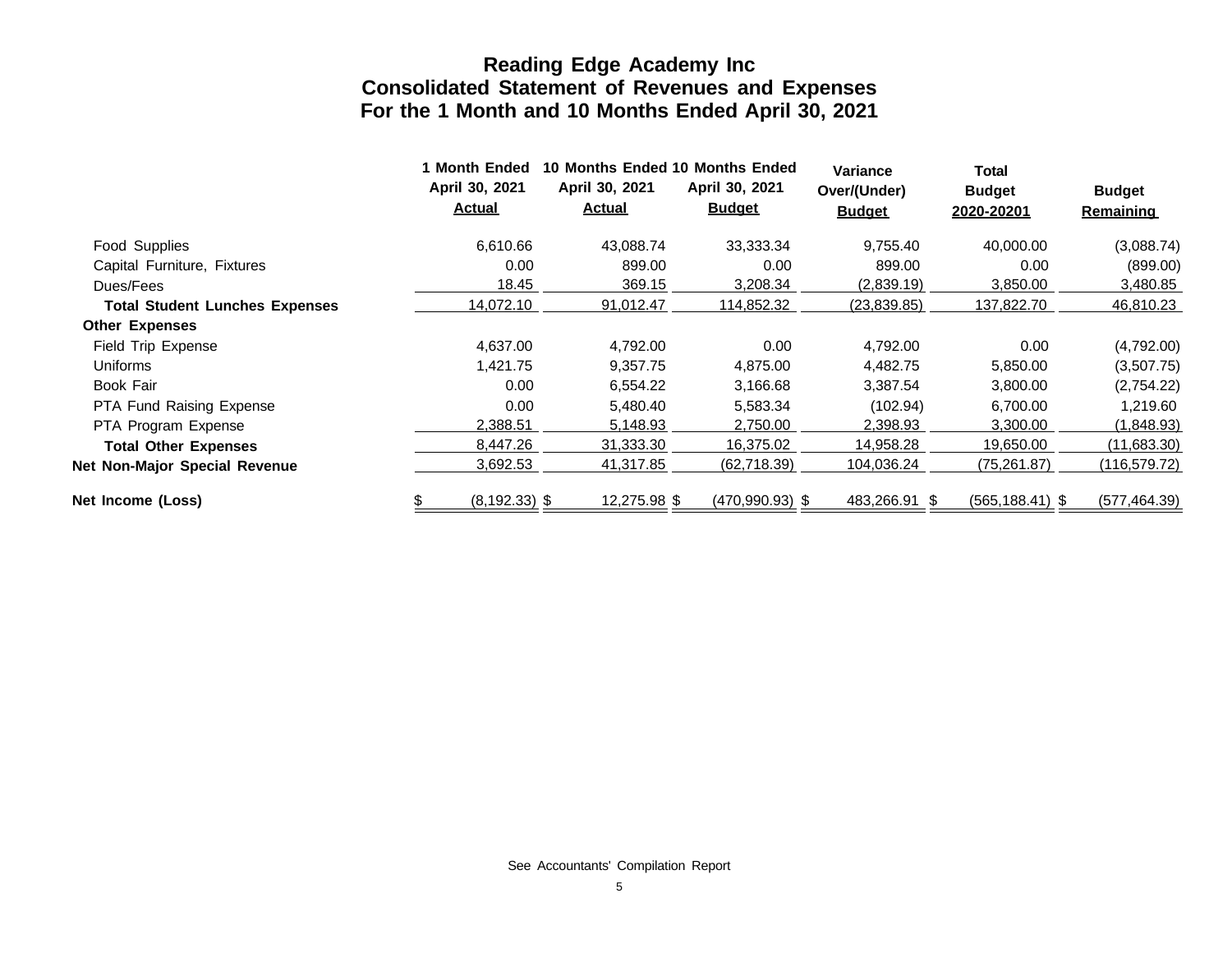# Reading Edge Academy Inc
## Consolidated Statement of Revenues and Expenses
## For the 1 Month and 10 Months Ended April 30, 2021

| | 1 Month Ended April 30, 2021 Actual | 10 Months Ended April 30, 2021 Actual | 10 Months Ended April 30, 2021 Budget | Variance Over/(Under) Budget | Total Budget 2020-20201 | Budget Remaining |
|---|---|---|---|---|---|---|
| Food Supplies | 6,610.66 | 43,088.74 | 33,333.34 | 9,755.40 | 40,000.00 | (3,088.74) |
| Capital Furniture, Fixtures | 0.00 | 899.00 | 0.00 | 899.00 | 0.00 | (899.00) |
| Dues/Fees | 18.45 | 369.15 | 3,208.34 | (2,839.19) | 3,850.00 | 3,480.85 |
| **Total Student Lunches Expenses** | 14,072.10 | 91,012.47 | 114,852.32 | (23,839.85) | 137,822.70 | 46,810.23 |
| **Other Expenses** | | | | | | |
| Field Trip Expense | 4,637.00 | 4,792.00 | 0.00 | 4,792.00 | 0.00 | (4,792.00) |
| Uniforms | 1,421.75 | 9,357.75 | 4,875.00 | 4,482.75 | 5,850.00 | (3,507.75) |
| Book Fair | 0.00 | 6,554.22 | 3,166.68 | 3,387.54 | 3,800.00 | (2,754.22) |
| PTA Fund Raising Expense | 0.00 | 5,480.40 | 5,583.34 | (102.94) | 6,700.00 | 1,219.60 |
| PTA Program Expense | 2,388.51 | 5,148.93 | 2,750.00 | 2,398.93 | 3,300.00 | (1,848.93) |
| **Total Other Expenses** | 8,447.26 | 31,333.30 | 16,375.02 | 14,958.28 | 19,650.00 | (11,683.30) |
| **Net Non-Major Special Revenue** | 3,692.53 | 41,317.85 | (62,718.39) | 104,036.24 | (75,261.87) | (116,579.72) |
| **Net Income (Loss)** | $ (8,192.33) | $ 12,275.98 | $ (470,990.93) | $ 483,266.91 | $ (565,188.41) | $ (577,464.39) |

See Accountants' Compilation Report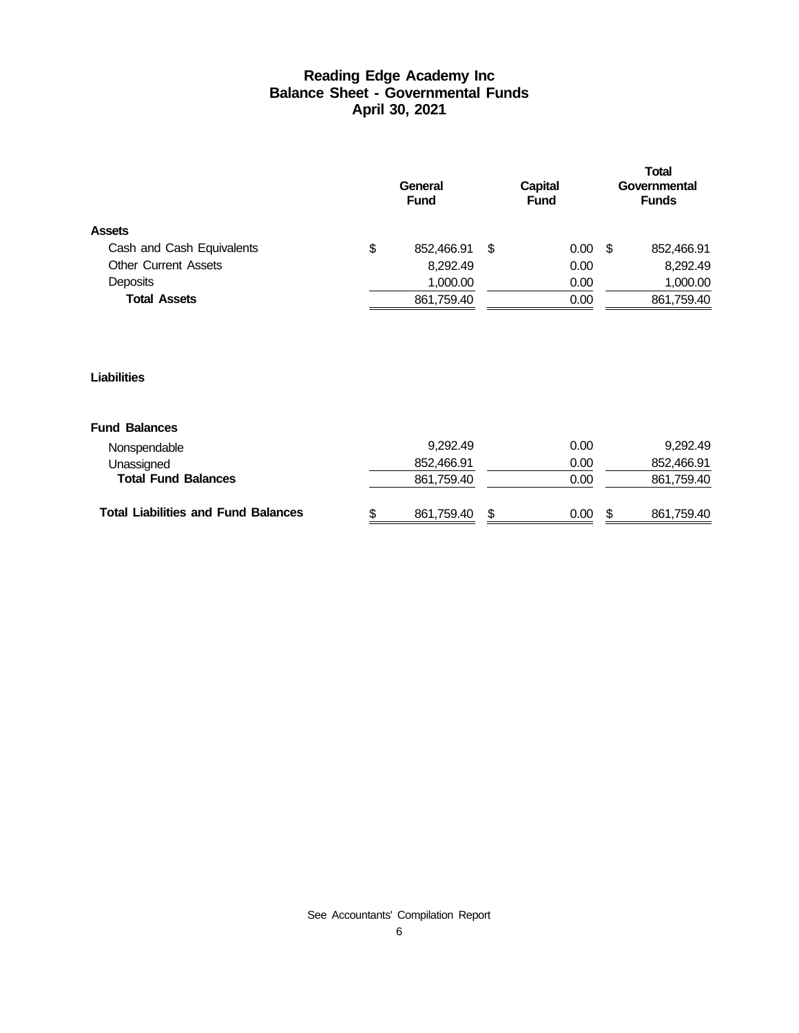# Reading Edge Academy Inc
## Balance Sheet - Governmental Funds
### April 30, 2021

| | General Fund | Capital Fund | Total Governmental Funds |
|---|---|---|---|
| **Assets** | | | |
| Cash and Cash Equivalents | $ 852,466.91 | $ 0.00 | $ 852,466.91 |
| Other Current Assets | 8,292.49 | 0.00 | 8,292.49 |
| Deposits | 1,000.00 | 0.00 | 1,000.00 |
| **Total Assets** | 861,759.40 | 0.00 | 861,759.40 |
| **Liabilities** | | | |
| **Fund Balances** | | | |
| Nonspendable | 9,292.49 | 0.00 | 9,292.49 |
| Unassigned | 852,466.91 | 0.00 | 852,466.91 |
| **Total Fund Balances** | 861,759.40 | 0.00 | 861,759.40 |
| **Total Liabilities and Fund Balances** | $ 861,759.40 | $ 0.00 | $ 861,759.40 |

See Accountants' Compilation Report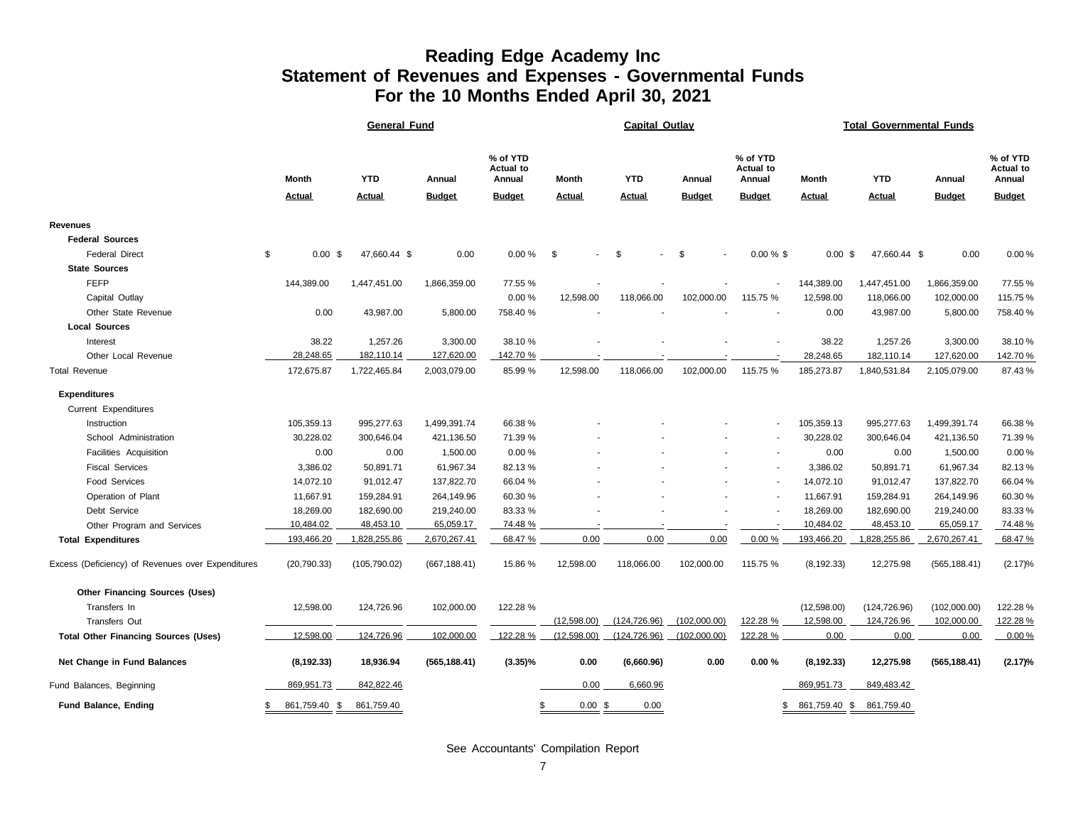# Reading Edge Academy Inc
## Statement of Revenues and Expenses - Governmental Funds
### For the 10 Months Ended April 30, 2021

| | General Fund | | | | Capital Outlay | | | | Total Governmental Funds | | | |
|---|---|---|---|---|---|---|---|---|---|---|---|---|
| | Month Actual | YTD Actual | Annual Budget | % of YTD Actual to Annual Budget | Month Actual | YTD Actual | Annual Budget | % of YTD Actual to Annual Budget | Month Actual | YTD Actual | Annual Budget | % of YTD Actual to Annual Budget |
| **Revenues** | | | | | | | | | | | | |
| **Federal Sources** | | | | | | | | | | | | |
| Federal Direct | $ 0.00 | $ 47,660.44 | $ 0.00 | 0.00 % | $ - | $ - | $ - | 0.00 % | $ 0.00 | $ 47,660.44 | $ 0.00 | 0.00 % |
| **State Sources** | | | | | | | | | | | | |
| FEFP | 144,389.00 | 1,447,451.00 | 1,866,359.00 | 77.55 % | - | - | - | - | 144,389.00 | 1,447,451.00 | 1,866,359.00 | 77.55 % |
| Capital Outlay | | | | 0.00 % | 12,598.00 | 118,066.00 | 102,000.00 | 115.75 % | 12,598.00 | 118,066.00 | 102,000.00 | 115.75 % |
| Other State Revenue | 0.00 | 43,987.00 | 5,800.00 | 758.40 % | - | - | - | - | 0.00 | 43,987.00 | 5,800.00 | 758.40 % |
| **Local Sources** | | | | | | | | | | | | |
| Interest | 38.22 | 1,257.26 | 3,300.00 | 38.10 % | - | - | - | - | 38.22 | 1,257.26 | 3,300.00 | 38.10 % |
| Other Local Revenue | 28,248.65 | 182,110.14 | 127,620.00 | 142.70 % | - | - | - | - | 28,248.65 | 182,110.14 | 127,620.00 | 142.70 % |
| Total Revenue | 172,675.87 | 1,722,465.84 | 2,003,079.00 | 85.99 % | 12,598.00 | 118,066.00 | 102,000.00 | 115.75 % | 185,273.87 | 1,840,531.84 | 2,105,079.00 | 87.43 % |
| **Expenditures** | | | | | | | | | | | | |
| Current Expenditures | | | | | | | | | | | | |
| Instruction | 105,359.13 | 995,277.63 | 1,499,391.74 | 66.38 % | - | - | - | - | 105,359.13 | 995,277.63 | 1,499,391.74 | 66.38 % |
| School Administration | 30,228.02 | 300,646.04 | 421,136.50 | 71.39 % | - | - | - | - | 30,228.02 | 300,646.04 | 421,136.50 | 71.39 % |
| Facilities Acquisition | 0.00 | 0.00 | 1,500.00 | 0.00 % | - | - | - | - | 0.00 | 0.00 | 1,500.00 | 0.00 % |
| Fiscal Services | 3,386.02 | 50,891.71 | 61,967.34 | 82.13 % | - | - | - | - | 3,386.02 | 50,891.71 | 61,967.34 | 82.13 % |
| Food Services | 14,072.10 | 91,012.47 | 137,822.70 | 66.04 % | - | - | - | - | 14,072.10 | 91,012.47 | 137,822.70 | 66.04 % |
| Operation of Plant | 11,667.91 | 159,284.91 | 264,149.96 | 60.30 % | - | - | - | - | 11,667.91 | 159,284.91 | 264,149.96 | 60.30 % |
| Debt Service | 18,269.00 | 182,690.00 | 219,240.00 | 83.33 % | - | - | - | - | 18,269.00 | 182,690.00 | 219,240.00 | 83.33 % |
| Other Program and Services | 10,484.02 | 48,453.10 | 65,059.17 | 74.48 % | - | - | - | - | 10,484.02 | 48,453.10 | 65,059.17 | 74.48 % |
| **Total Expenditures** | 193,466.20 | 1,828,255.86 | 2,670,267.41 | 68.47 % | 0.00 | 0.00 | 0.00 | 0.00 % | 193,466.20 | 1,828,255.86 | 2,670,267.41 | 68.47 % |
| Excess (Deficiency) of Revenues over Expenditures | (20,790.33) | (105,790.02) | (667,188.41) | 15.86 % | 12,598.00 | 118,066.00 | 102,000.00 | 115.75 % | (8,192.33) | 12,275.98 | (565,188.41) | (2.17)% |
| **Other Financing Sources (Uses)** | | | | | | | | | | | | |
| Transfers In | 12,598.00 | 124,726.96 | 102,000.00 | 122.28 % | | | | | (12,598.00) | (124,726.96) | (102,000.00) | 122.28 % |
| Transfers Out | | | | | (12,598.00) | (124,726.96) | (102,000.00) | 122.28 % | 12,598.00 | 124,726.96 | 102,000.00 | 122.28 % |
| **Total Other Financing Sources (Uses)** | 12,598.00 | 124,726.96 | 102,000.00 | 122.28 % | (12,598.00) | (124,726.96) | (102,000.00) | 122.28 % | 0.00 | 0.00 | 0.00 | 0.00 % |
| **Net Change in Fund Balances** | **(8,192.33)** | **18,936.94** | **(565,188.41)** | **(3.35)%** | **0.00** | **(6,660.96)** | **0.00** | **0.00 %** | **(8,192.33)** | **12,275.98** | **(565,188.41)** | **(2.17)%** |
| Fund Balances, Beginning | 869,951.73 | 842,822.46 | | | 0.00 | 6,660.96 | | | 869,951.73 | 849,483.42 | | |
| **Fund Balance, Ending** | $ 861,759.40 | $ 861,759.40 | | | $ 0.00 | $ 0.00 | | | $ 861,759.40 | $ 861,759.40 | | |

See Accountants' Compilation Report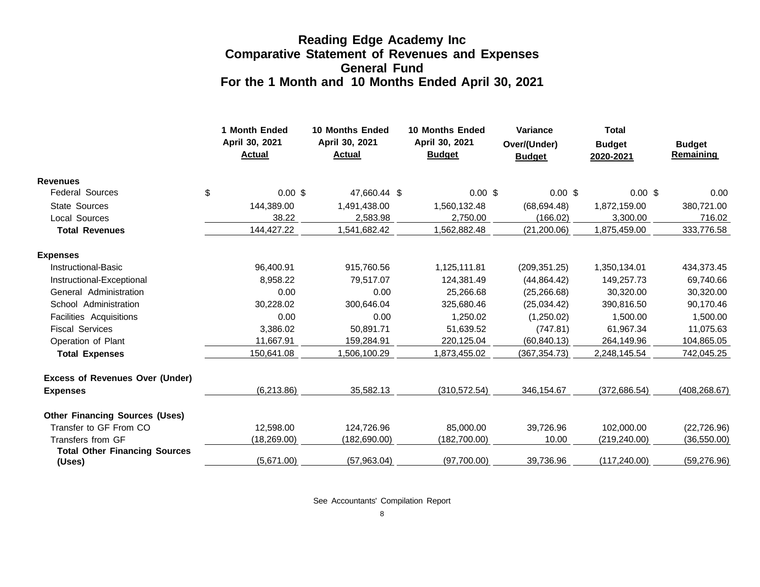# Reading Edge Academy Inc
## Comparative Statement of Revenues and Expenses
## General Fund
## For the 1 Month and 10 Months Ended April 30, 2021

| | 1 Month Ended April 30, 2021 Actual | 10 Months Ended April 30, 2021 Actual | 10 Months Ended April 30, 2021 Budget | Variance Over/(Under) Budget | Total Budget 2020-2021 | Budget Remaining |
|---|---|---|---|---|---|---|
| **Revenues** | | | | | | |
| Federal Sources | $ 0.00 | $ 47,660.44 | $ 0.00 | $ 0.00 | $ 0.00 | $ 0.00 |
| State Sources | 144,389.00 | 1,491,438.00 | 1,560,132.48 | (68,694.48) | 1,872,159.00 | 380,721.00 |
| Local Sources | 38.22 | 2,583.98 | 2,750.00 | (166.02) | 3,300.00 | 716.02 |
| **Total Revenues** | 144,427.22 | 1,541,682.42 | 1,562,882.48 | (21,200.06) | 1,875,459.00 | 333,776.58 |
| **Expenses** | | | | | | |
| Instructional-Basic | 96,400.91 | 915,760.56 | 1,125,111.81 | (209,351.25) | 1,350,134.01 | 434,373.45 |
| Instructional-Exceptional | 8,958.22 | 79,517.07 | 124,381.49 | (44,864.42) | 149,257.73 | 69,740.66 |
| General Administration | 0.00 | 0.00 | 25,266.68 | (25,266.68) | 30,320.00 | 30,320.00 |
| School Administration | 30,228.02 | 300,646.04 | 325,680.46 | (25,034.42) | 390,816.50 | 90,170.46 |
| Facilities Acquisitions | 0.00 | 0.00 | 1,250.02 | (1,250.02) | 1,500.00 | 1,500.00 |
| Fiscal Services | 3,386.02 | 50,891.71 | 51,639.52 | (747.81) | 61,967.34 | 11,075.63 |
| Operation of Plant | 11,667.91 | 159,284.91 | 220,125.04 | (60,840.13) | 264,149.96 | 104,865.05 |
| **Total Expenses** | 150,641.08 | 1,506,100.29 | 1,873,455.02 | (367,354.73) | 2,248,145.54 | 742,045.25 |
| **Excess of Revenues Over (Under) Expenses** | (6,213.86) | 35,582.13 | (310,572.54) | 346,154.67 | (372,686.54) | (408,268.67) |
| **Other Financing Sources (Uses)** | | | | | | |
| Transfer to GF From CO | 12,598.00 | 124,726.96 | 85,000.00 | 39,726.96 | 102,000.00 | (22,726.96) |
| Transfers from GF | (18,269.00) | (182,690.00) | (182,700.00) | 10.00 | (219,240.00) | (36,550.00) |
| **Total Other Financing Sources (Uses)** | (5,671.00) | (57,963.04) | (97,700.00) | 39,736.96 | (117,240.00) | (59,276.96) |

See Accountants' Compilation Report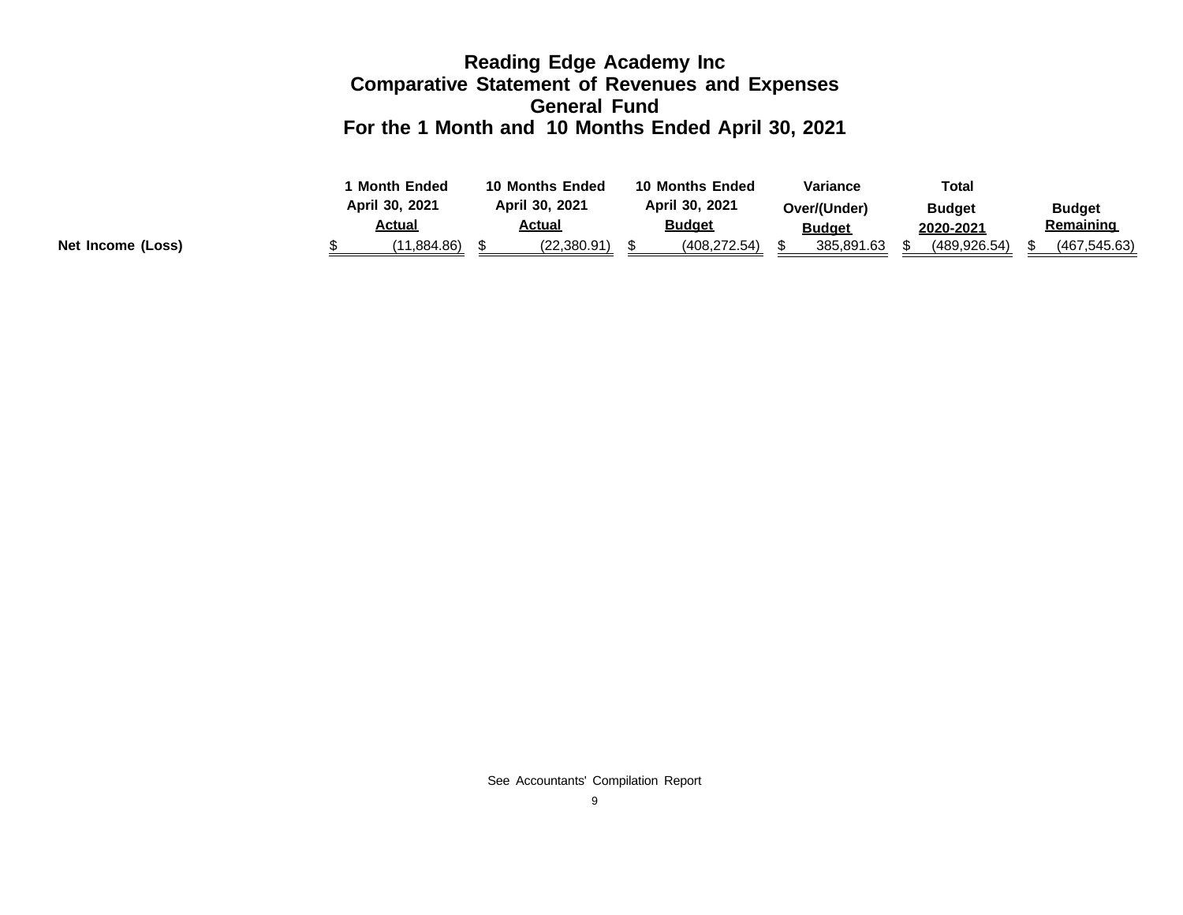# Reading Edge Academy Inc
## Comparative Statement of Revenues and Expenses
## General Fund
## For the 1 Month and 10 Months Ended April 30, 2021

| | 1 Month Ended April 30, 2021 Actual | 10 Months Ended April 30, 2021 Actual | 10 Months Ended April 30, 2021 Budget | Variance Over/(Under) Budget | Total Budget 2020-2021 | Budget Remaining |
|---|---|---|---|---|---|---|
| **Net Income (Loss)** | $ (11,884.86) | $ (22,380.91) | $ (408,272.54) | $ 385,891.63 | $ (489,926.54) | $ (467,545.63) |

See Accountants' Compilation Report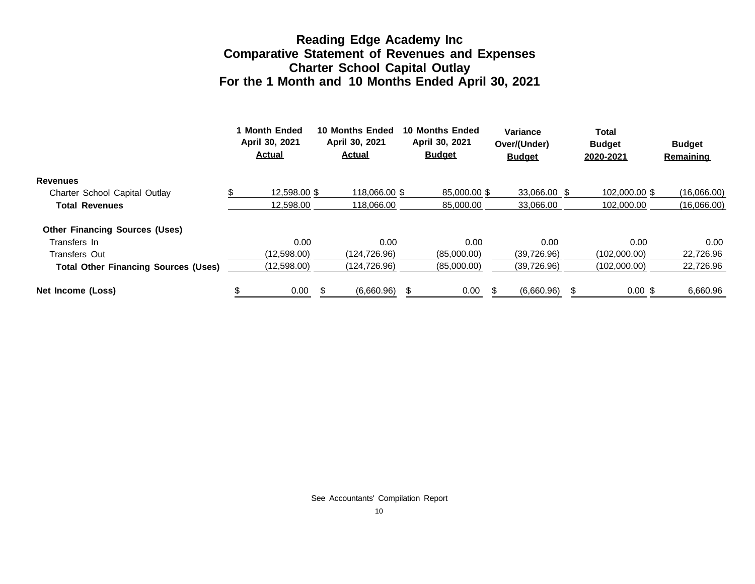# Reading Edge Academy Inc
## Comparative Statement of Revenues and Expenses
## Charter School Capital Outlay
## For the 1 Month and 10 Months Ended April 30, 2021

| | 1 Month Ended April 30, 2021 Actual | 10 Months Ended April 30, 2021 Actual | 10 Months Ended April 30, 2021 Budget | Variance Over/(Under) Budget | Total Budget 2020-2021 | Budget Remaining |
|---|---|---|---|---|---|---|
| **Revenues** | | | | | | |
| Charter School Capital Outlay | $ 12,598.00 | $ 118,066.00 | $ 85,000.00 | $ 33,066.00 | $ 102,000.00 | $ (16,066.00) |
| **Total Revenues** | 12,598.00 | 118,066.00 | 85,000.00 | 33,066.00 | 102,000.00 | (16,066.00) |
| **Other Financing Sources (Uses)** | | | | | | |
| Transfers In | 0.00 | 0.00 | 0.00 | 0.00 | 0.00 | 0.00 |
| Transfers Out | (12,598.00) | (124,726.96) | (85,000.00) | (39,726.96) | (102,000.00) | 22,726.96 |
| **Total Other Financing Sources (Uses)** | (12,598.00) | (124,726.96) | (85,000.00) | (39,726.96) | (102,000.00) | 22,726.96 |
| **Net Income (Loss)** | $ 0.00 | $ (6,660.96) | $ 0.00 | $ (6,660.96) | $ 0.00 | $ 6,660.96 |

See Accountants' Compilation Report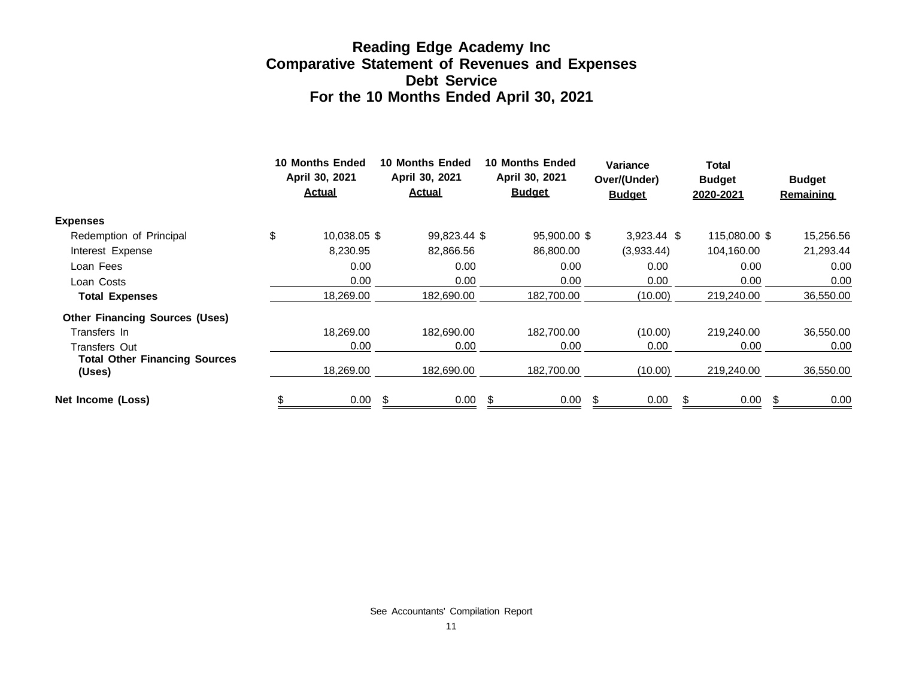# Reading Edge Academy Inc
## Comparative Statement of Revenues and Expenses
## Debt Service
## For the 10 Months Ended April 30, 2021

| | 10 Months Ended April 30, 2021 Actual | 10 Months Ended April 30, 2021 Actual | 10 Months Ended April 30, 2021 Budget | Variance Over/(Under) Budget | Total Budget 2020-2021 | Budget Remaining |
|---|---|---|---|---|---|---|
| **Expenses** | | | | | | |
| Redemption of Principal | $ 10,038.05 | $ 99,823.44 | $ 95,900.00 | $ 3,923.44 | $ 115,080.00 | $ 15,256.56 |
| Interest Expense | 8,230.95 | 82,866.56 | 86,800.00 | (3,933.44) | 104,160.00 | 21,293.44 |
| Loan Fees | 0.00 | 0.00 | 0.00 | 0.00 | 0.00 | 0.00 |
| Loan Costs | 0.00 | 0.00 | 0.00 | 0.00 | 0.00 | 0.00 |
| **Total Expenses** | 18,269.00 | 182,690.00 | 182,700.00 | (10.00) | 219,240.00 | 36,550.00 |
| **Other Financing Sources (Uses)** | | | | | | |
| Transfers In | 18,269.00 | 182,690.00 | 182,700.00 | (10.00) | 219,240.00 | 36,550.00 |
| Transfers Out | 0.00 | 0.00 | 0.00 | 0.00 | 0.00 | 0.00 |
| **Total Other Financing Sources (Uses)** | 18,269.00 | 182,690.00 | 182,700.00 | (10.00) | 219,240.00 | 36,550.00 |
| **Net Income (Loss)** | $ 0.00 | $ 0.00 | $ 0.00 | $ 0.00 | $ 0.00 | $ 0.00 |

See Accountants' Compilation Report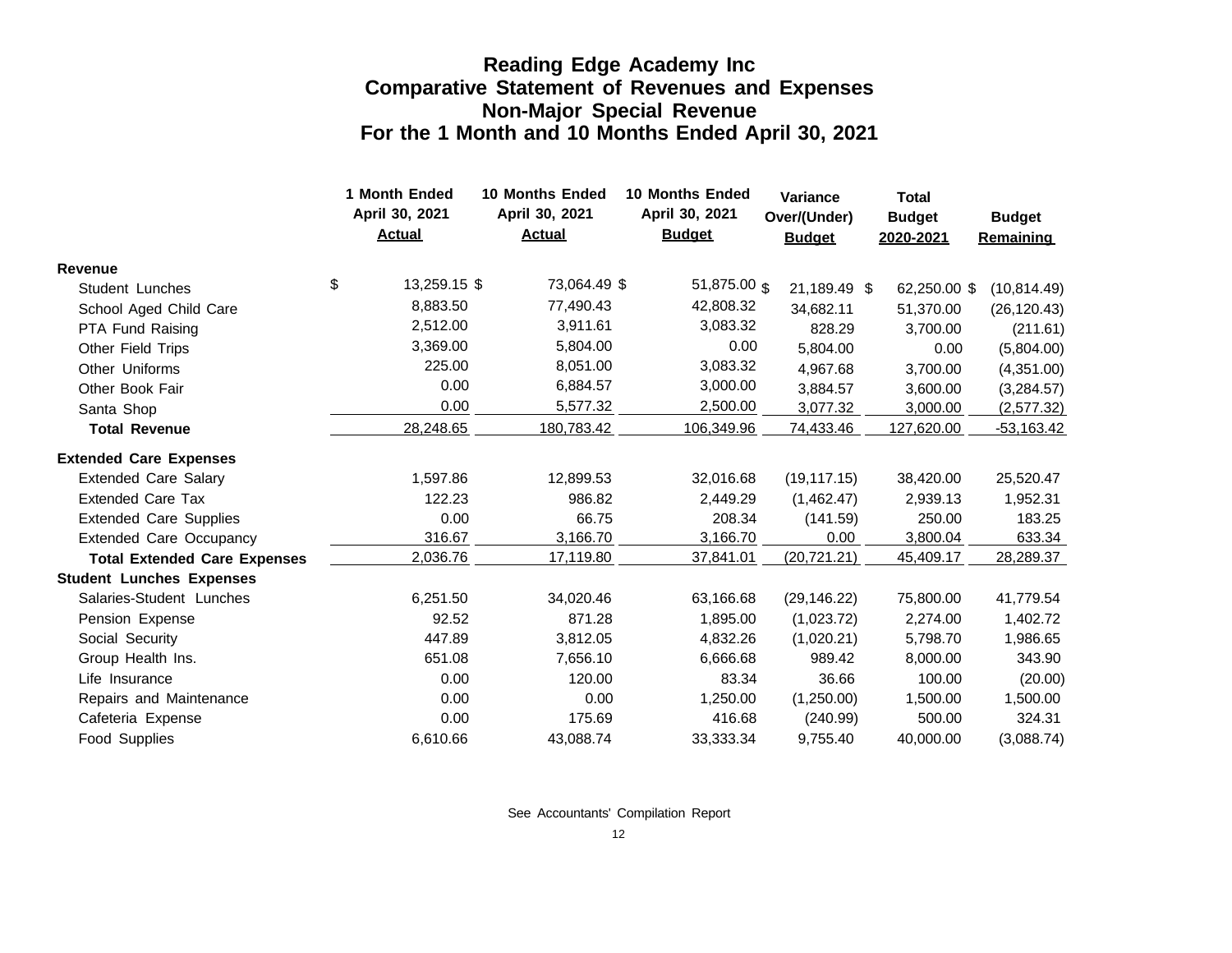# Reading Edge Academy Inc
## Comparative Statement of Revenues and Expenses
## Non-Major Special Revenue
## For the 1 Month and 10 Months Ended April 30, 2021

| | 1 Month Ended April 30, 2021 Actual | 10 Months Ended April 30, 2021 Actual | 10 Months Ended April 30, 2021 Budget | Variance Over/(Under) Budget | Total Budget 2020-2021 | Budget Remaining |
|---|---|---|---|---|---|---|
| **Revenue** | | | | | | |
| Student Lunches | $ 13,259.15 | $ 73,064.49 | $ 51,875.00 | $ 21,189.49 | $ 62,250.00 | $ (10,814.49) |
| School Aged Child Care | 8,883.50 | 77,490.43 | 42,808.32 | 34,682.11 | 51,370.00 | (26,120.43) |
| PTA Fund Raising | 2,512.00 | 3,911.61 | 3,083.32 | 828.29 | 3,700.00 | (211.61) |
| Other Field Trips | 3,369.00 | 5,804.00 | 0.00 | 5,804.00 | 0.00 | (5,804.00) |
| Other Uniforms | 225.00 | 8,051.00 | 3,083.32 | 4,967.68 | 3,700.00 | (4,351.00) |
| Other Book Fair | 0.00 | 6,884.57 | 3,000.00 | 3,884.57 | 3,600.00 | (3,284.57) |
| Santa Shop | 0.00 | 5,577.32 | 2,500.00 | 3,077.32 | 3,000.00 | (2,577.32) |
| **Total Revenue** | 28,248.65 | 180,783.42 | 106,349.96 | 74,433.46 | 127,620.00 | -53,163.42 |
| **Extended Care Expenses** | | | | | | |
| Extended Care Salary | 1,597.86 | 12,899.53 | 32,016.68 | (19,117.15) | 38,420.00 | 25,520.47 |
| Extended Care Tax | 122.23 | 986.82 | 2,449.29 | (1,462.47) | 2,939.13 | 1,952.31 |
| Extended Care Supplies | 0.00 | 66.75 | 208.34 | (141.59) | 250.00 | 183.25 |
| Extended Care Occupancy | 316.67 | 3,166.70 | 3,166.70 | 0.00 | 3,800.04 | 633.34 |
| **Total Extended Care Expenses** | 2,036.76 | 17,119.80 | 37,841.01 | (20,721.21) | 45,409.17 | 28,289.37 |
| **Student Lunches Expenses** | | | | | | |
| Salaries-Student Lunches | 6,251.50 | 34,020.46 | 63,166.68 | (29,146.22) | 75,800.00 | 41,779.54 |
| Pension Expense | 92.52 | 871.28 | 1,895.00 | (1,023.72) | 2,274.00 | 1,402.72 |
| Social Security | 447.89 | 3,812.05 | 4,832.26 | (1,020.21) | 5,798.70 | 1,986.65 |
| Group Health Ins. | 651.08 | 7,656.10 | 6,666.68 | 989.42 | 8,000.00 | 343.90 |
| Life Insurance | 0.00 | 120.00 | 83.34 | 36.66 | 100.00 | (20.00) |
| Repairs and Maintenance | 0.00 | 0.00 | 1,250.00 | (1,250.00) | 1,500.00 | 1,500.00 |
| Cafeteria Expense | 0.00 | 175.69 | 416.68 | (240.99) | 500.00 | 324.31 |
| Food Supplies | 6,610.66 | 43,088.74 | 33,333.34 | 9,755.40 | 40,000.00 | (3,088.74) |

See Accountants' Compilation Report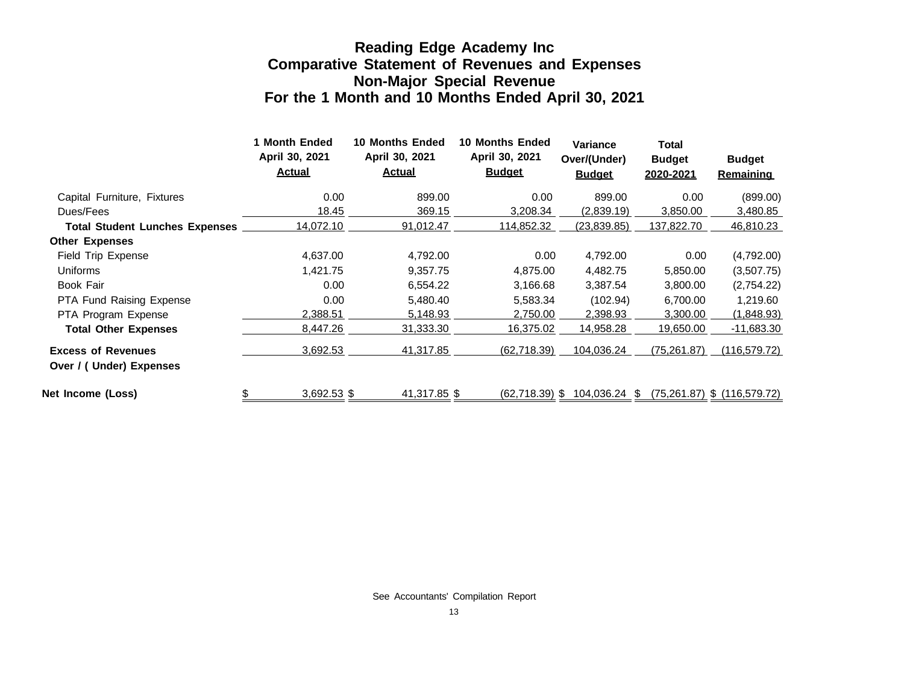# Reading Edge Academy Inc
## Comparative Statement of Revenues and Expenses
## Non-Major Special Revenue
## For the 1 Month and 10 Months Ended April 30, 2021

| | 1 Month Ended April 30, 2021 Actual | 10 Months Ended April 30, 2021 Actual | 10 Months Ended April 30, 2021 Budget | Variance Over/(Under) Budget | Total Budget 2020-2021 | Budget Remaining |
|---|---|---|---|---|---|---|
| Capital Furniture, Fixtures | 0.00 | 899.00 | 0.00 | 899.00 | 0.00 | (899.00) |
| Dues/Fees | 18.45 | 369.15 | 3,208.34 | (2,839.19) | 3,850.00 | 3,480.85 |
| **Total Student Lunches Expenses** | 14,072.10 | 91,012.47 | 114,852.32 | (23,839.85) | 137,822.70 | 46,810.23 |
| **Other Expenses** | | | | | | |
| Field Trip Expense | 4,637.00 | 4,792.00 | 0.00 | 4,792.00 | 0.00 | (4,792.00) |
| Uniforms | 1,421.75 | 9,357.75 | 4,875.00 | 4,482.75 | 5,850.00 | (3,507.75) |
| Book Fair | 0.00 | 6,554.22 | 3,166.68 | 3,387.54 | 3,800.00 | (2,754.22) |
| PTA Fund Raising Expense | 0.00 | 5,480.40 | 5,583.34 | (102.94) | 6,700.00 | 1,219.60 |
| PTA Program Expense | 2,388.51 | 5,148.93 | 2,750.00 | 2,398.93 | 3,300.00 | (1,848.93) |
| **Total Other Expenses** | 8,447.26 | 31,333.30 | 16,375.02 | 14,958.28 | 19,650.00 | -11,683.30 |
| **Excess of Revenues Over / ( Under) Expenses** | 3,692.53 | 41,317.85 | (62,718.39) | 104,036.24 | (75,261.87) | (116,579.72) |
| **Net Income (Loss)** | $ 3,692.53 | $ 41,317.85 | $ (62,718.39) | $ 104,036.24 | $ (75,261.87) | $ (116,579.72) |

See Accountants' Compilation Report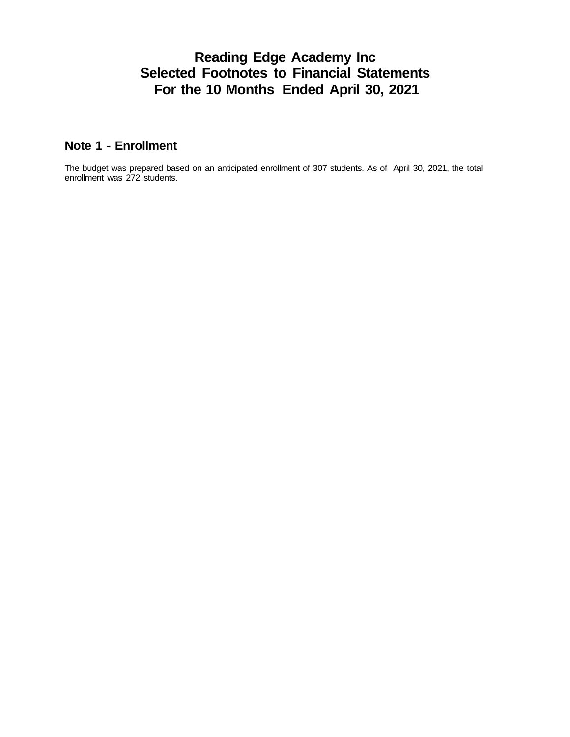# Reading Edge Academy Inc
# Selected Footnotes to Financial Statements
# For the 10 Months Ended April 30, 2021

## Note 1 - Enrollment

The budget was prepared based on an anticipated enrollment of 307 students. As of April 30, 2021, the total enrollment was 272 students.